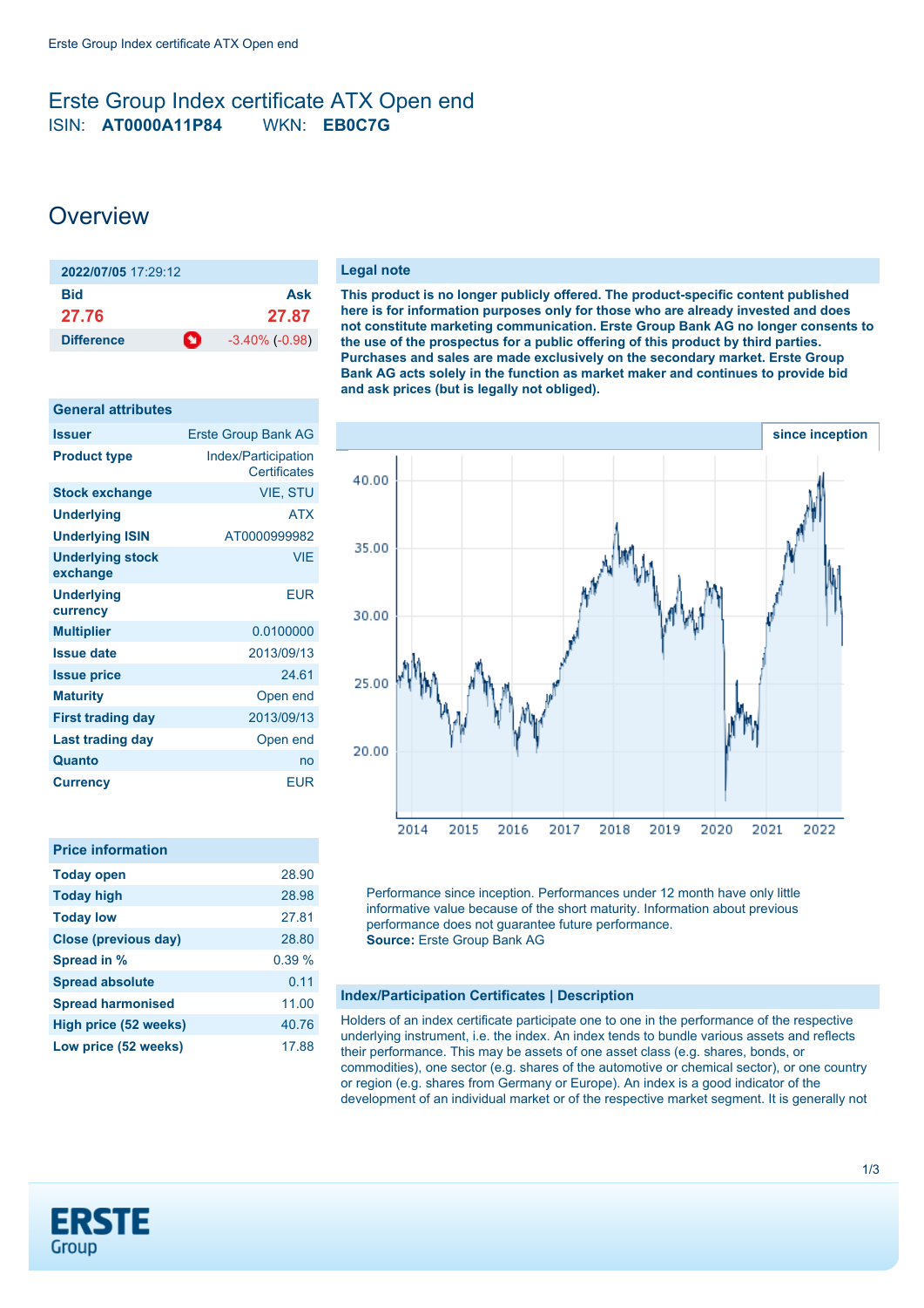# Erste Group Index certificate ATX Open end

ISIN: **AT0000A11P84** WKN: **EB0C7G**

## Overview

| **2022/07/05** 17:29:12 | |
|---|---|
| **Bid** | **Ask** |
| **27.76** | **27.87** |
| **Difference** | -3.40% (-0.98) |

### General attributes

| | |
|---|---|
| **Issuer** | Erste Group Bank AG |
| **Product type** | Index/Participation Certificates |
| **Stock exchange** | VIE, STU |
| **Underlying** | ATX |
| **Underlying ISIN** | AT0000999982 |
| **Underlying stock exchange** | VIE |
| **Underlying currency** | EUR |
| **Multiplier** | 0.0100000 |
| **Issue date** | 2013/09/13 |
| **Issue price** | 24.61 |
| **Maturity** | Open end |
| **First trading day** | 2013/09/13 |
| **Last trading day** | Open end |
| **Quanto** | no |
| **Currency** | EUR |

### Price information

| | |
|---|---|
| **Today open** | 28.90 |
| **Today high** | 28.98 |
| **Today low** | 27.81 |
| **Close (previous day)** | 28.80 |
| **Spread in %** | 0.39 % |
| **Spread absolute** | 0.11 |
| **Spread harmonised** | 11.00 |
| **High price (52 weeks)** | 40.76 |
| **Low price (52 weeks)** | 17.88 |

### Legal note

**This product is no longer publicly offered. The product-specific content published here is for information purposes only for those who are already invested and does not constitute marketing communication. Erste Group Bank AG no longer consents to the use of the prospectus for a public offering of this product by third parties. Purchases and sales are made exclusively on the secondary market. Erste Group Bank AG acts solely in the function as market maker and continues to provide bid and ask prices (but is legally not obliged).**

since inception

Performance since inception. Performances under 12 month have only little informative value because of the short maturity. Information about previous performance does not guarantee future performance.
**Source:** Erste Group Bank AG

### Index/Participation Certificates | Description

Holders of an index certificate participate one to one in the performance of the respective underlying instrument, i.e. the index. An index tends to bundle various assets and reflects their performance. This may be assets of one asset class (e.g. shares, bonds, or commodities), one sector (e.g. shares of the automotive or chemical sector), or one country or region (e.g. shares from Germany or Europe). An index is a good indicator of the development of an individual market or of the respective market segment. It is generally not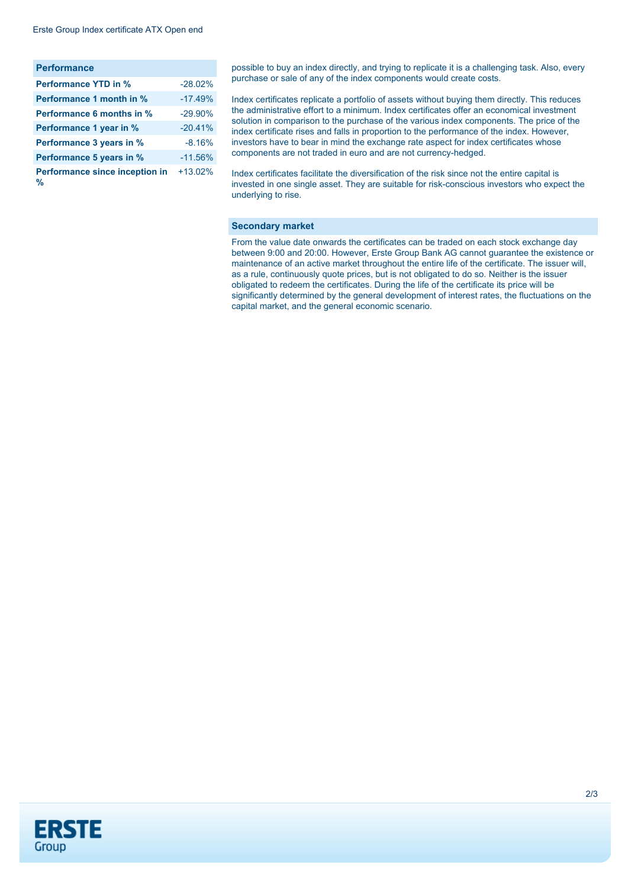| Performance | |
|---|---|
| **Performance YTD in %** | -28.02% |
| **Performance 1 month in %** | -17.49% |
| **Performance 6 months in %** | -29.90% |
| **Performance 1 year in %** | -20.41% |
| **Performance 3 years in %** | -8.16% |
| **Performance 5 years in %** | -11.56% |
| **Performance since inception in %** | +13.02% |

possible to buy an index directly, and trying to replicate it is a challenging task. Also, every purchase or sale of any of the index components would create costs.

Index certificates replicate a portfolio of assets without buying them directly. This reduces the administrative effort to a minimum. Index certificates offer an economical investment solution in comparison to the purchase of the various index components. The price of the index certificate rises and falls in proportion to the performance of the index. However, investors have to bear in mind the exchange rate aspect for index certificates whose components are not traded in euro and are not currency-hedged.

Index certificates facilitate the diversification of the risk since not the entire capital is invested in one single asset. They are suitable for risk-conscious investors who expect the underlying to rise.

## Secondary market

From the value date onwards the certificates can be traded on each stock exchange day between 9:00 and 20:00. However, Erste Group Bank AG cannot guarantee the existence or maintenance of an active market throughout the entire life of the certificate. The issuer will, as a rule, continuously quote prices, but is not obligated to do so. Neither is the issuer obligated to redeem the certificates. During the life of the certificate its price will be significantly determined by the general development of interest rates, the fluctuations on the capital market, and the general economic scenario.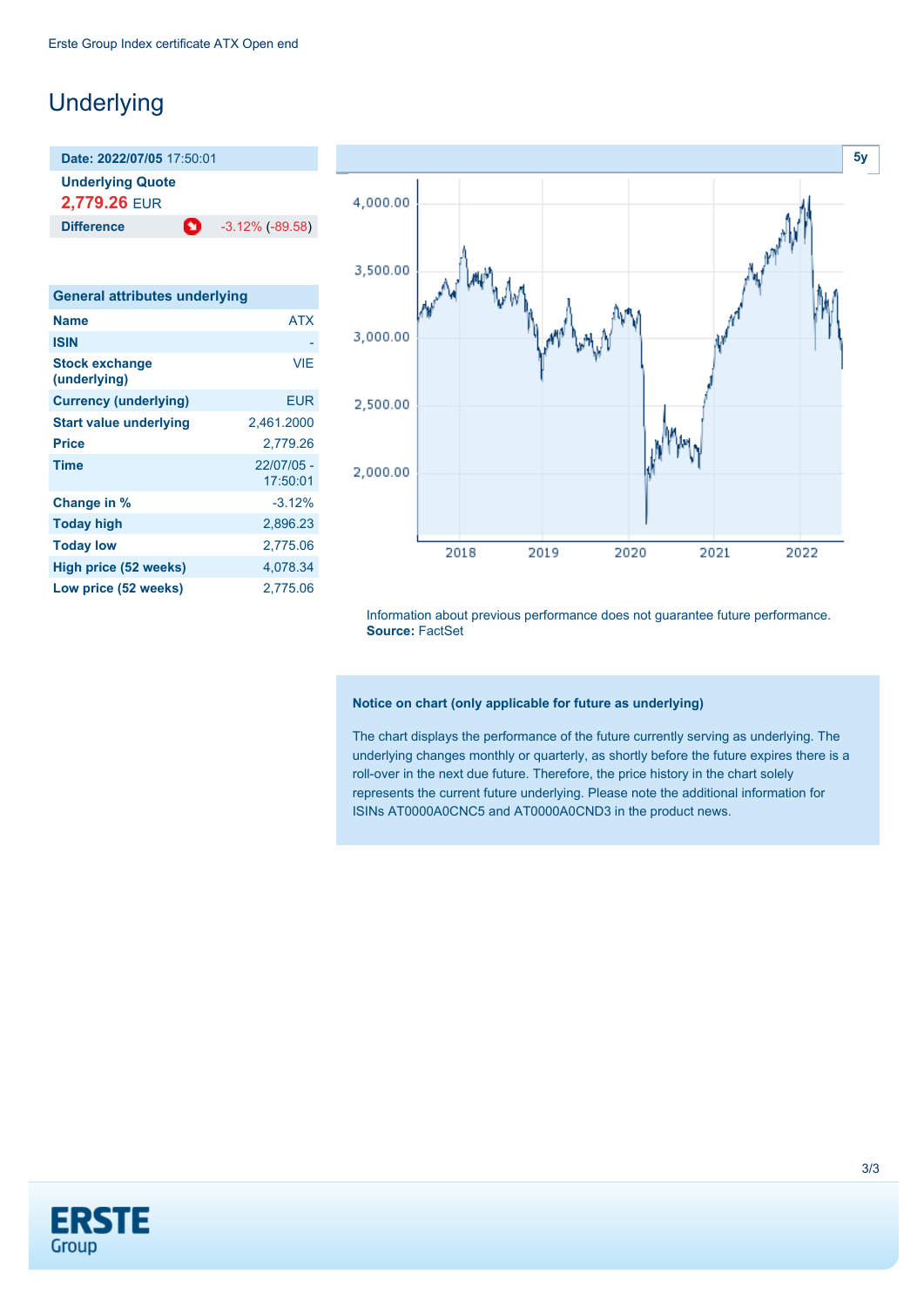# Underlying

| | |
|---|---|
| **Date: 2022/07/05** 17:50:01 | |
| **Underlying Quote** | |
| **2,779.26** EUR | |
| **Difference** | -3.12% (-89.58) |

| **General attributes underlying** | |
|---|---|
| **Name** | ATX |
| **ISIN** | - |
| **Stock exchange (underlying)** | VIE |
| **Currency (underlying)** | EUR |
| **Start value underlying** | 2,461.2000 |
| **Price** | 2,779.26 |
| **Time** | 22/07/05 - 17:50:01 |
| **Change in %** | -3.12% |
| **Today high** | 2,896.23 |
| **Today low** | 2,775.06 |
| **High price (52 weeks)** | 4,078.34 |
| **Low price (52 weeks)** | 2,775.06 |

5y

4,000.00
3,500.00
3,000.00
2,500.00
2,000.00

2018 2019 2020 2021 2022

Information about previous performance does not guarantee future performance.
**Source:** FactSet

**Notice on chart (only applicable for future as underlying)**

The chart displays the performance of the future currently serving as underlying. The underlying changes monthly or quarterly, as shortly before the future expires there is a roll-over in the next due future. Therefore, the price history in the chart solely represents the current future underlying. Please note the additional information for ISINs AT0000A0CNC5 and AT0000A0CND3 in the product news.